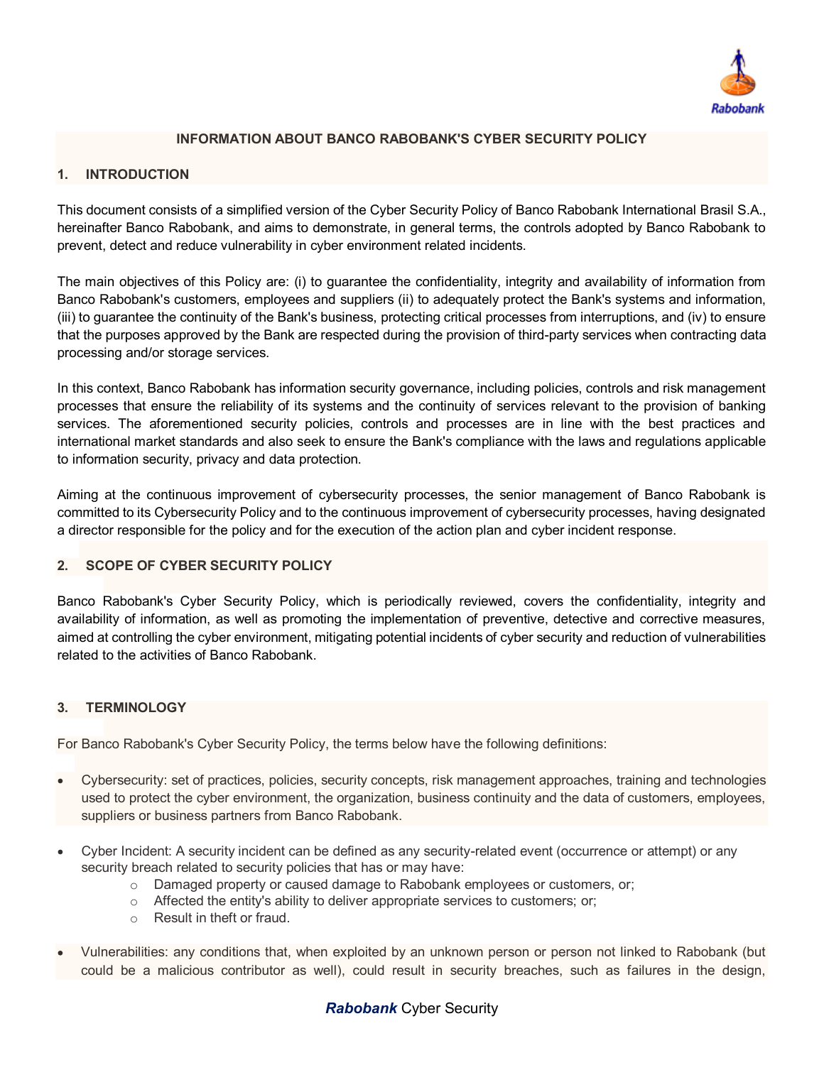## INFORMATION ABOUT BANCO RABOBANK'S CYBER SECURITY POLICY

### 1. INTRODUCTION

This document consists of a simplified version of the Cyber Security Policy of Banco Rabobank International Brasil S.A., hereinafter Banco Rabobank, and aims to demonstrate, in general terms, the controls adopted by Banco Rabobank to prevent, detect and reduce vulnerability in cyber environment related incidents.

The main objectives of this Policy are: (i) to guarantee the confidentiality, integrity and availability of information from Banco Rabobank's customers, employees and suppliers (ii) to adequately protect the Bank's systems and information, (iii) to guarantee the continuity of the Bank's business, protecting critical processes from interruptions, and (iv) to ensure that the purposes approved by the Bank are respected during the provision of third-party services when contracting data processing and/or storage services.

In this context, Banco Rabobank has information security governance, including policies, controls and risk management processes that ensure the reliability of its systems and the continuity of services relevant to the provision of banking services. The aforementioned security policies, controls and processes are in line with the best practices and international market standards and also seek to ensure the Bank's compliance with the laws and regulations applicable to information security, privacy and data protection.

Aiming at the continuous improvement of cybersecurity processes, the senior management of Banco Rabobank is committed to its Cybersecurity Policy and to the continuous improvement of cybersecurity processes, having designated a director responsible for the policy and for the execution of the action plan and cyber incident response.

### 2. SCOPE OF CYBER SECURITY POLICY

Banco Rabobank's Cyber Security Policy, which is periodically reviewed, covers the confidentiality, integrity and availability of information, as well as promoting the implementation of preventive, detective and corrective measures, aimed at controlling the cyber environment, mitigating potential incidents of cyber security and reduction of vulnerabilities related to the activities of Banco Rabobank.

### 3. TERMINOLOGY

For Banco Rabobank's Cyber Security Policy, the terms below have the following definitions:

- Cybersecurity: set of practices, policies, security concepts, risk management approaches, training and technologies used to protect the cyber environment, the organization, business continuity and the data of customers, employees, suppliers or business partners from Banco Rabobank.
- Cyber Incident: A security incident can be defined as any security-related event (occurrence or attempt) or any security breach related to security policies that has or may have:
  - Damaged property or caused damage to Rabobank employees or customers, or;
  - Affected the entity's ability to deliver appropriate services to customers; or;
  - Result in theft or fraud.
- Vulnerabilities: any conditions that, when exploited by an unknown person or person not linked to Rabobank (but could be a malicious contributor as well), could result in security breaches, such as failures in the design,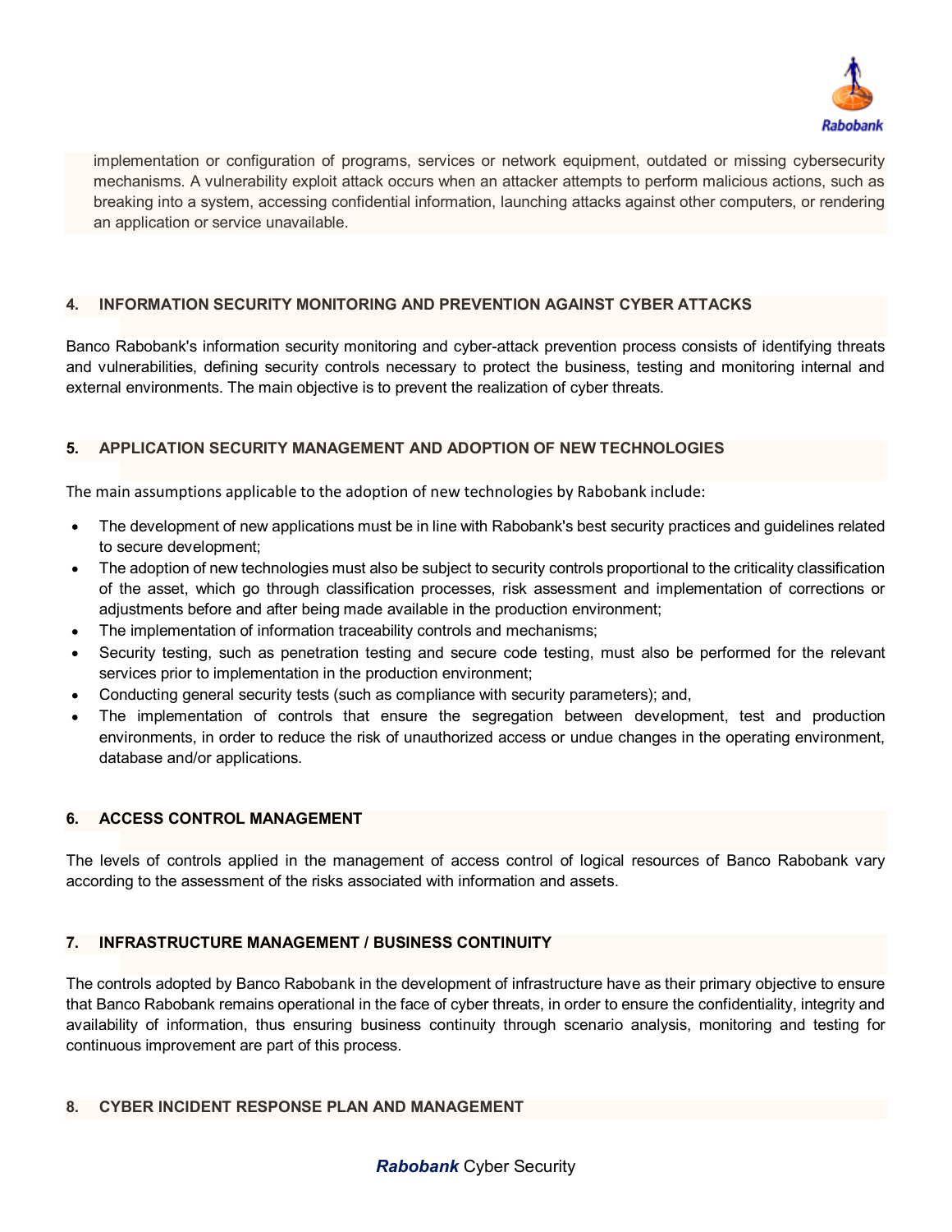implementation or configuration of programs, services or network equipment, outdated or missing cybersecurity mechanisms. A vulnerability exploit attack occurs when an attacker attempts to perform malicious actions, such as breaking into a system, accessing confidential information, launching attacks against other computers, or rendering an application or service unavailable.

## 4. INFORMATION SECURITY MONITORING AND PREVENTION AGAINST CYBER ATTACKS

Banco Rabobank's information security monitoring and cyber-attack prevention process consists of identifying threats and vulnerabilities, defining security controls necessary to protect the business, testing and monitoring internal and external environments. The main objective is to prevent the realization of cyber threats.

## 5. APPLICATION SECURITY MANAGEMENT AND ADOPTION OF NEW TECHNOLOGIES

The main assumptions applicable to the adoption of new technologies by Rabobank include:

- The development of new applications must be in line with Rabobank's best security practices and guidelines related to secure development;
- The adoption of new technologies must also be subject to security controls proportional to the criticality classification of the asset, which go through classification processes, risk assessment and implementation of corrections or adjustments before and after being made available in the production environment;
- The implementation of information traceability controls and mechanisms;
- Security testing, such as penetration testing and secure code testing, must also be performed for the relevant services prior to implementation in the production environment;
- Conducting general security tests (such as compliance with security parameters); and,
- The implementation of controls that ensure the segregation between development, test and production environments, in order to reduce the risk of unauthorized access or undue changes in the operating environment, database and/or applications.

## 6. ACCESS CONTROL MANAGEMENT

The levels of controls applied in the management of access control of logical resources of Banco Rabobank vary according to the assessment of the risks associated with information and assets.

## 7. INFRASTRUCTURE MANAGEMENT / BUSINESS CONTINUITY

The controls adopted by Banco Rabobank in the development of infrastructure have as their primary objective to ensure that Banco Rabobank remains operational in the face of cyber threats, in order to ensure the confidentiality, integrity and availability of information, thus ensuring business continuity through scenario analysis, monitoring and testing for continuous improvement are part of this process.

## 8. CYBER INCIDENT RESPONSE PLAN AND MANAGEMENT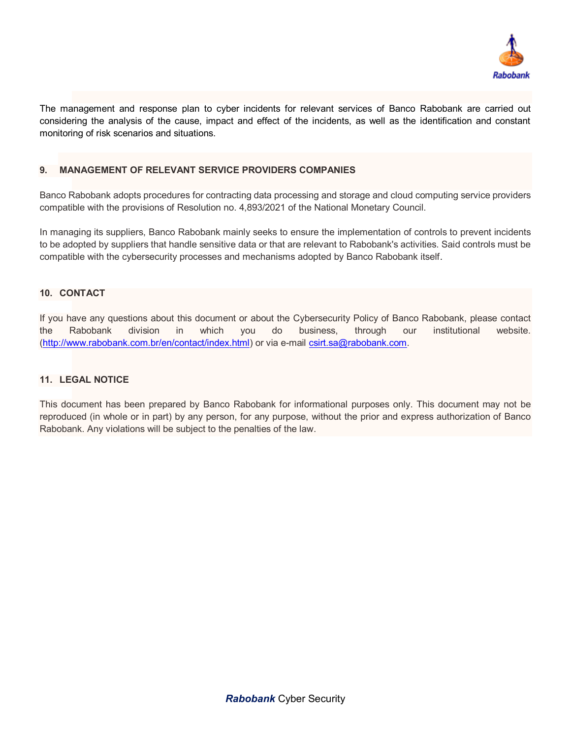The management and response plan to cyber incidents for relevant services of Banco Rabobank are carried out considering the analysis of the cause, impact and effect of the incidents, as well as the identification and constant monitoring of risk scenarios and situations.

## 9. MANAGEMENT OF RELEVANT SERVICE PROVIDERS COMPANIES

Banco Rabobank adopts procedures for contracting data processing and storage and cloud computing service providers compatible with the provisions of Resolution no. 4,893/2021 of the National Monetary Council.

In managing its suppliers, Banco Rabobank mainly seeks to ensure the implementation of controls to prevent incidents to be adopted by suppliers that handle sensitive data or that are relevant to Rabobank's activities. Said controls must be compatible with the cybersecurity processes and mechanisms adopted by Banco Rabobank itself.

## 10. CONTACT

If you have any questions about this document or about the Cybersecurity Policy of Banco Rabobank, please contact the Rabobank division in which you do business, through our institutional website. (http://www.rabobank.com.br/en/contact/index.html) or via e-mail csirt.sa@rabobank.com.

## 11. LEGAL NOTICE

This document has been prepared by Banco Rabobank for informational purposes only. This document may not be reproduced (in whole or in part) by any person, for any purpose, without the prior and express authorization of Banco Rabobank. Any violations will be subject to the penalties of the law.